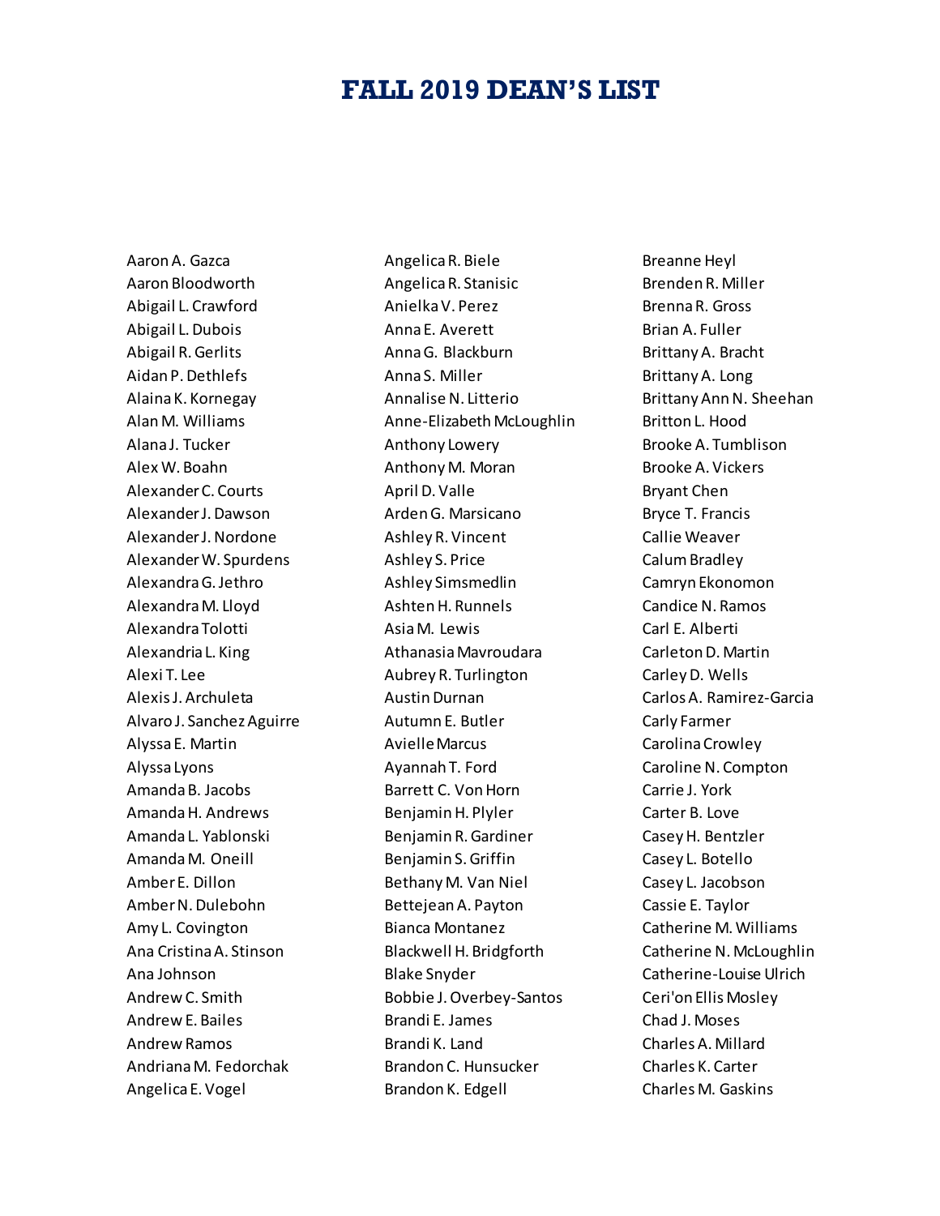# FALL 2019 DEAN'S LIST

Aaron A. Gazca
Aaron Bloodworth
Abigail L. Crawford
Abigail L. Dubois
Abigail R. Gerlits
Aidan P. Dethlefs
Alaina K. Kornegay
Alan M. Williams
Alana J. Tucker
Alex W. Boahn
Alexander C. Courts
Alexander J. Dawson
Alexander J. Nordone
Alexander W. Spurdens
Alexandra G. Jethro
Alexandra M. Lloyd
Alexandra Tolotti
Alexandria L. King
Alexi T. Lee
Alexis J. Archuleta
Alvaro J. Sanchez Aguirre
Alyssa E. Martin
Alyssa Lyons
Amanda B. Jacobs
Amanda H. Andrews
Amanda L. Yablonski
Amanda M. Oneill
Amber E. Dillon
Amber N. Dulebohn
Amy L. Covington
Ana Cristina A. Stinson
Ana Johnson
Andrew C. Smith
Andrew E. Bailes
Andrew Ramos
Andriana M. Fedorchak
Angelica E. Vogel
Angelica R. Biele
Angelica R. Stanisic
Anielka V. Perez
Anna E. Averett
Anna G. Blackburn
Anna S. Miller
Annalise N. Litterio
Anne-Elizabeth McLoughlin
Anthony Lowery
Anthony M. Moran
April D. Valle
Arden G. Marsicano
Ashley R. Vincent
Ashley S. Price
Ashley Simsmedlin
Ashten H. Runnels
Asia M. Lewis
Athanasia Mavroudara
Aubrey R. Turlington
Austin Durnan
Autumn E. Butler
Avielle Marcus
Ayannah T. Ford
Barrett C. Von Horn
Benjamin H. Plyler
Benjamin R. Gardiner
Benjamin S. Griffin
Bethany M. Van Niel
Bettejean A. Payton
Bianca Montanez
Blackwell H. Bridgforth
Blake Snyder
Bobbie J. Overbey-Santos
Brandi E. James
Brandi K. Land
Brandon C. Hunsucker
Brandon K. Edgell
Breanne Heyl
Brenden R. Miller
Brenna R. Gross
Brian A. Fuller
Brittany A. Bracht
Brittany A. Long
Brittany Ann N. Sheehan
Britton L. Hood
Brooke A. Tumblison
Brooke A. Vickers
Bryant Chen
Bryce T. Francis
Callie Weaver
Calum Bradley
Camryn Ekonomon
Candice N. Ramos
Carl E. Alberti
Carleton D. Martin
Carley D. Wells
Carlos A. Ramirez-Garcia
Carly Farmer
Carolina Crowley
Caroline N. Compton
Carrie J. York
Carter B. Love
Casey H. Bentzler
Casey L. Botello
Casey L. Jacobson
Cassie E. Taylor
Catherine M. Williams
Catherine N. McLoughlin
Catherine-Louise Ulrich
Ceri'on Ellis Mosley
Chad J. Moses
Charles A. Millard
Charles K. Carter
Charles M. Gaskins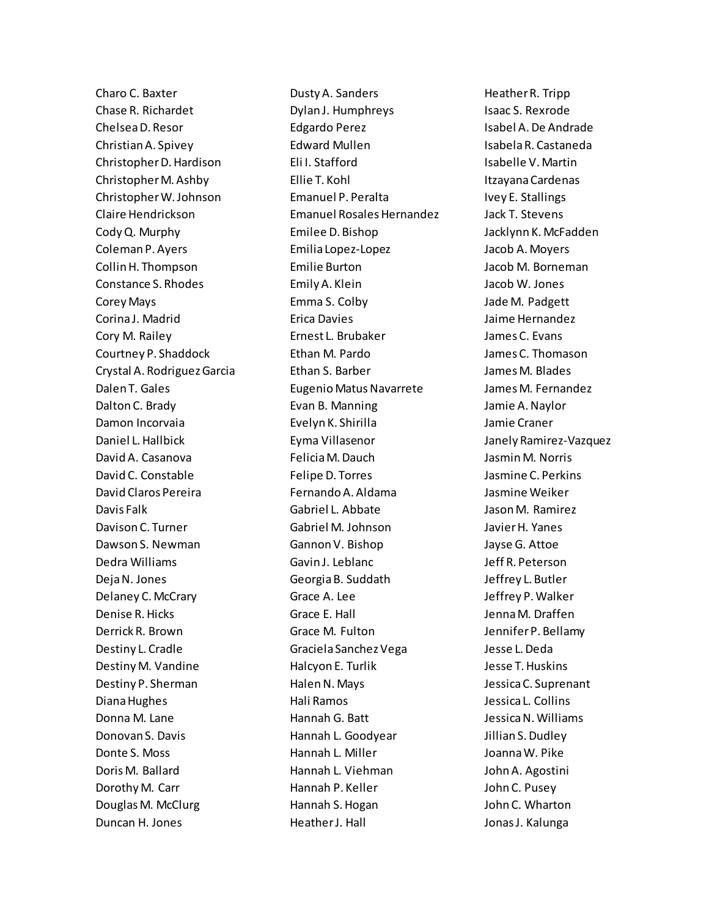Charo C. Baxter
Chase R. Richardet
Chelsea D. Resor
Christian A. Spivey
Christopher D. Hardison
Christopher M. Ashby
Christopher W. Johnson
Claire Hendrickson
Cody Q. Murphy
Coleman P. Ayers
Collin H. Thompson
Constance S. Rhodes
Corey Mays
Corina J. Madrid
Cory M. Railey
Courtney P. Shaddock
Crystal A. Rodriguez Garcia
Dalen T. Gales
Dalton C. Brady
Damon Incorvaia
Daniel L. Hallbick
David A. Casanova
David C. Constable
David Claros Pereira
Davis Falk
Davison C. Turner
Dawson S. Newman
Dedra Williams
Deja N. Jones
Delaney C. McCrary
Denise R. Hicks
Derrick R. Brown
Destiny L. Cradle
Destiny M. Vandine
Destiny P. Sherman
Diana Hughes
Donna M. Lane
Donovan S. Davis
Donte S. Moss
Doris M. Ballard
Dorothy M. Carr
Douglas M. McClurg
Duncan H. Jones
Dusty A. Sanders
Dylan J. Humphreys
Edgardo Perez
Edward Mullen
Eli I. Stafford
Ellie T. Kohl
Emanuel P. Peralta
Emanuel Rosales Hernandez
Emilee D. Bishop
Emilia Lopez-Lopez
Emilie Burton
Emily A. Klein
Emma S. Colby
Erica Davies
Ernest L. Brubaker
Ethan M. Pardo
Ethan S. Barber
Eugenio Matus Navarrete
Evan B. Manning
Evelyn K. Shirilla
Eyma Villasenor
Felicia M. Dauch
Felipe D. Torres
Fernando A. Aldama
Gabriel L. Abbate
Gabriel M. Johnson
Gannon V. Bishop
Gavin J. Leblanc
Georgia B. Suddath
Grace A. Lee
Grace E. Hall
Grace M. Fulton
Graciela Sanchez Vega
Halcyon E. Turlik
Halen N. Mays
Hali Ramos
Hannah G. Batt
Hannah L. Goodyear
Hannah L. Miller
Hannah L. Viehman
Hannah P. Keller
Hannah S. Hogan
Heather J. Hall
Heather R. Tripp
Isaac S. Rexrode
Isabel A. De Andrade
Isabela R. Castaneda
Isabelle V. Martin
Itzayana Cardenas
Ivey E. Stallings
Jack T. Stevens
Jacklynn K. McFadden
Jacob A. Moyers
Jacob M. Borneman
Jacob W. Jones
Jade M. Padgett
Jaime Hernandez
James C. Evans
James C. Thomason
James M. Blades
James M. Fernandez
Jamie A. Naylor
Jamie Craner
Janely Ramirez-Vazquez
Jasmin M. Norris
Jasmine C. Perkins
Jasmine Weiker
Jason M. Ramirez
Javier H. Yanes
Jayse G. Attoe
Jeff R. Peterson
Jeffrey L. Butler
Jeffrey P. Walker
Jenna M. Draffen
Jennifer P. Bellamy
Jesse L. Deda
Jesse T. Huskins
Jessica C. Suprenant
Jessica L. Collins
Jessica N. Williams
Jillian S. Dudley
Joanna W. Pike
John A. Agostini
John C. Pusey
John C. Wharton
Jonas J. Kalunga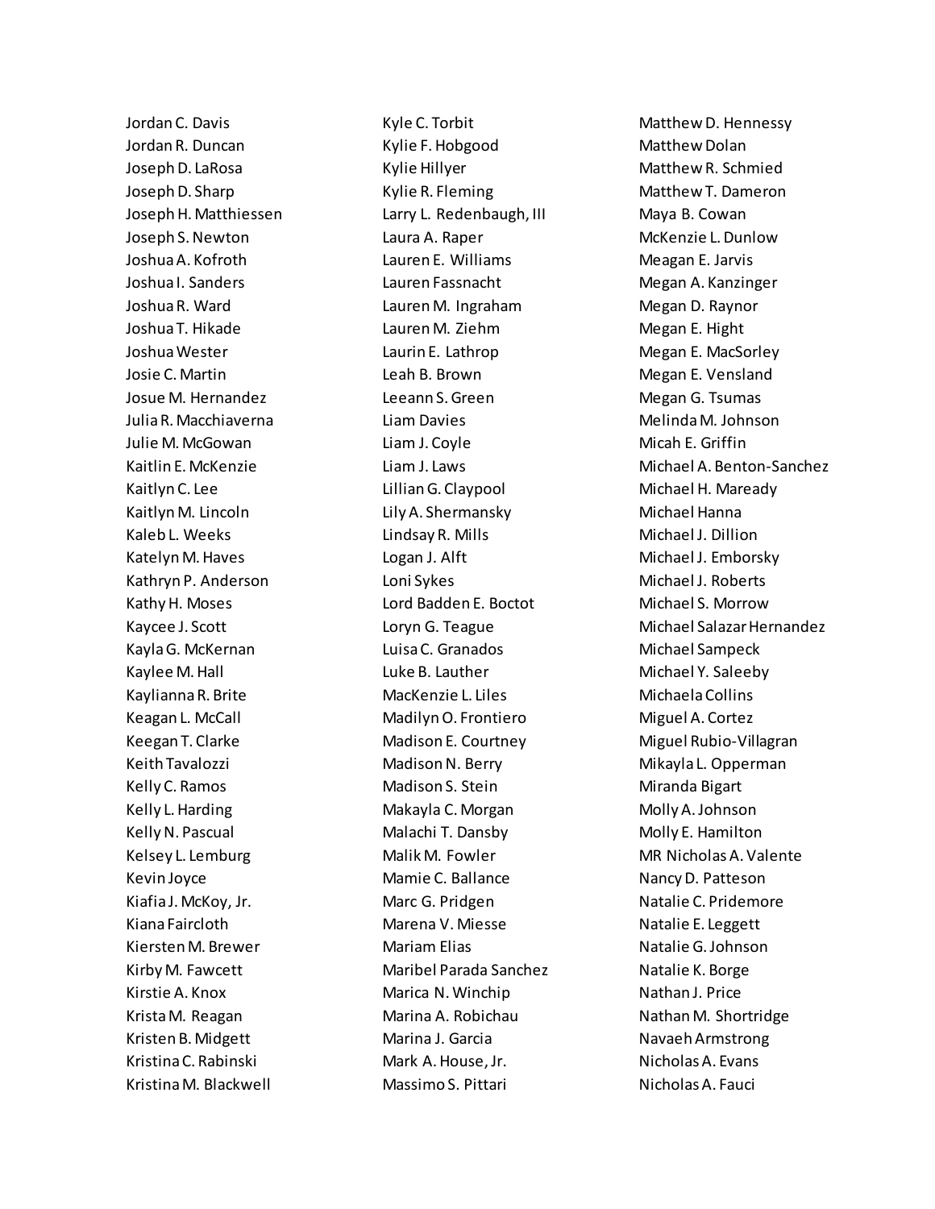Jordan C. Davis
Jordan R. Duncan
Joseph D. LaRosa
Joseph D. Sharp
Joseph H. Matthiessen
Joseph S. Newton
Joshua A. Kofroth
Joshua I. Sanders
Joshua R. Ward
Joshua T. Hikade
Joshua Wester
Josie C. Martin
Josue M. Hernandez
Julia R. Macchiaverna
Julie M. McGowan
Kaitlin E. McKenzie
Kaitlyn C. Lee
Kaitlyn M. Lincoln
Kaleb L. Weeks
Katelyn M. Haves
Kathryn P. Anderson
Kathy H. Moses
Kaycee J. Scott
Kayla G. McKernan
Kaylee M. Hall
Kaylianna R. Brite
Keagan L. McCall
Keegan T. Clarke
Keith Tavalozzi
Kelly C. Ramos
Kelly L. Harding
Kelly N. Pascual
Kelsey L. Lemburg
Kevin Joyce
Kiafia J. McKoy, Jr.
Kiana Faircloth
Kiersten M. Brewer
Kirby M. Fawcett
Kirstie A. Knox
Krista M. Reagan
Kristen B. Midgett
Kristina C. Rabinski
Kristina M. Blackwell
Kyle C. Torbit
Kylie F. Hobgood
Kylie Hillyer
Kylie R. Fleming
Larry L. Redenbaugh, III
Laura A. Raper
Lauren E. Williams
Lauren Fassnacht
Lauren M. Ingraham
Lauren M. Ziehm
Laurin E. Lathrop
Leah B. Brown
Leeann S. Green
Liam Davies
Liam J. Coyle
Liam J. Laws
Lillian G. Claypool
Lily A. Shermansky
Lindsay R. Mills
Logan J. Alft
Loni Sykes
Lord Badden E. Boctot
Loryn G. Teague
Luisa C. Granados
Luke B. Lauther
MacKenzie L. Liles
Madilyn O. Frontiero
Madison E. Courtney
Madison N. Berry
Madison S. Stein
Makayla C. Morgan
Malachi T. Dansby
Malik M. Fowler
Mamie C. Ballance
Marc G. Pridgen
Marena V. Miesse
Mariam Elias
Maribel Parada Sanchez
Marica N. Winchip
Marina A. Robichau
Marina J. Garcia
Mark A. House, Jr.
Massimo S. Pittari
Matthew D. Hennessy
Matthew Dolan
Matthew R. Schmied
Matthew T. Dameron
Maya B. Cowan
McKenzie L. Dunlow
Meagan E. Jarvis
Megan A. Kanzinger
Megan D. Raynor
Megan E. Hight
Megan E. MacSorley
Megan E. Vensland
Megan G. Tsumas
Melinda M. Johnson
Micah E. Griffin
Michael A. Benton-Sanchez
Michael H. Maready
Michael Hanna
Michael J. Dillion
Michael J. Emborsky
Michael J. Roberts
Michael S. Morrow
Michael Salazar Hernandez
Michael Sampeck
Michael Y. Saleeby
Michaela Collins
Miguel A. Cortez
Miguel Rubio-Villagran
Mikayla L. Opperman
Miranda Bigart
Molly A. Johnson
Molly E. Hamilton
MR Nicholas A. Valente
Nancy D. Patteson
Natalie C. Pridemore
Natalie E. Leggett
Natalie G. Johnson
Natalie K. Borge
Nathan J. Price
Nathan M. Shortridge
Navaeh Armstrong
Nicholas A. Evans
Nicholas A. Fauci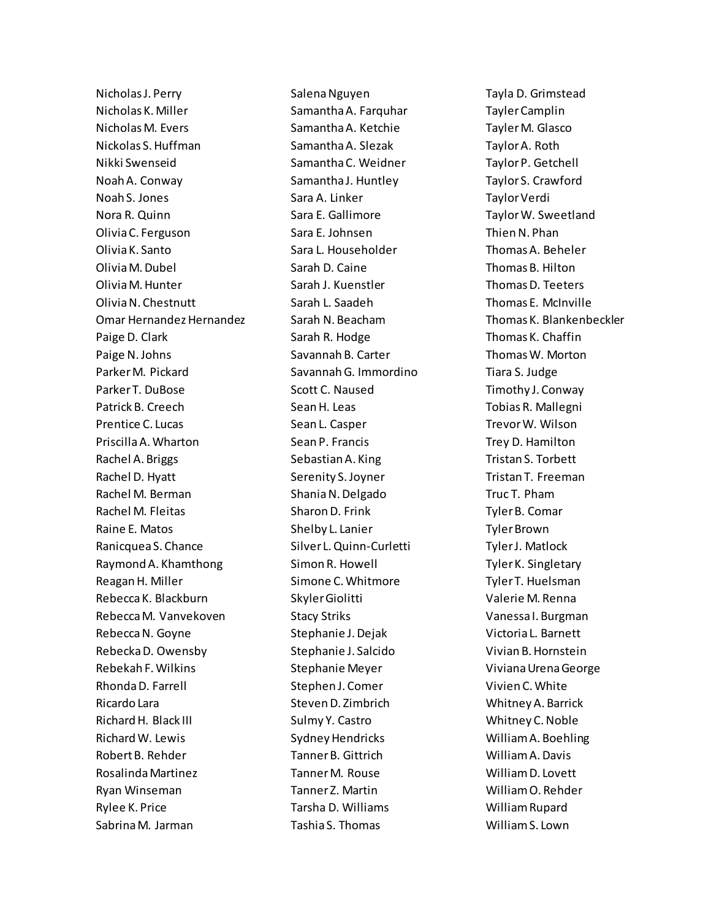Nicholas J. Perry
Nicholas K. Miller
Nicholas M. Evers
Nickolas S. Huffman
Nikki Swenseid
Noah A. Conway
Noah S. Jones
Nora R. Quinn
Olivia C. Ferguson
Olivia K. Santo
Olivia M. Dubel
Olivia M. Hunter
Olivia N. Chestnutt
Omar Hernandez Hernandez
Paige D. Clark
Paige N. Johns
Parker M. Pickard
Parker T. DuBose
Patrick B. Creech
Prentice C. Lucas
Priscilla A. Wharton
Rachel A. Briggs
Rachel D. Hyatt
Rachel M. Berman
Rachel M. Fleitas
Raine E. Matos
Ranicquea S. Chance
Raymond A. Khamthong
Reagan H. Miller
Rebecca K. Blackburn
Rebecca M. Vanvekoven
Rebecca N. Goyne
Rebecka D. Owensby
Rebekah F. Wilkins
Rhonda D. Farrell
Ricardo Lara
Richard H. Black III
Richard W. Lewis
Robert B. Rehder
Rosalinda Martinez
Ryan Winseman
Rylee K. Price
Sabrina M. Jarman
Salena Nguyen
Samantha A. Farquhar
Samantha A. Ketchie
Samantha A. Slezak
Samantha C. Weidner
Samantha J. Huntley
Sara A. Linker
Sara E. Gallimore
Sara E. Johnsen
Sara L. Householder
Sarah D. Caine
Sarah J. Kuenstler
Sarah L. Saadeh
Sarah N. Beacham
Sarah R. Hodge
Savannah B. Carter
Savannah G. Immordino
Scott C. Naused
Sean H. Leas
Sean L. Casper
Sean P. Francis
Sebastian A. King
Serenity S. Joyner
Shania N. Delgado
Sharon D. Frink
Shelby L. Lanier
Silver L. Quinn-Curletti
Simon R. Howell
Simone C. Whitmore
Skyler Giolitti
Stacy Striks
Stephanie J. Dejak
Stephanie J. Salcido
Stephanie Meyer
Stephen J. Comer
Steven D. Zimbrich
Sulmy Y. Castro
Sydney Hendricks
Tanner B. Gittrich
Tanner M. Rouse
Tanner Z. Martin
Tarsha D. Williams
Tashia S. Thomas
Tayla D. Grimstead
Tayler Camplin
Tayler M. Glasco
Taylor A. Roth
Taylor P. Getchell
Taylor S. Crawford
Taylor Verdi
Taylor W. Sweetland
Thien N. Phan
Thomas A. Beheler
Thomas B. Hilton
Thomas D. Teeters
Thomas E. McInville
Thomas K. Blankenbeckler
Thomas K. Chaffin
Thomas W. Morton
Tiara S. Judge
Timothy J. Conway
Tobias R. Mallegni
Trevor W. Wilson
Trey D. Hamilton
Tristan S. Torbett
Tristan T. Freeman
Truc T. Pham
Tyler B. Comar
Tyler Brown
Tyler J. Matlock
Tyler K. Singletary
Tyler T. Huelsman
Valerie M. Renna
Vanessa I. Burgman
Victoria L. Barnett
Vivian B. Hornstein
Viviana Urena George
Vivien C. White
Whitney A. Barrick
Whitney C. Noble
William A. Boehling
William A. Davis
William D. Lovett
William O. Rehder
William Rupard
William S. Lown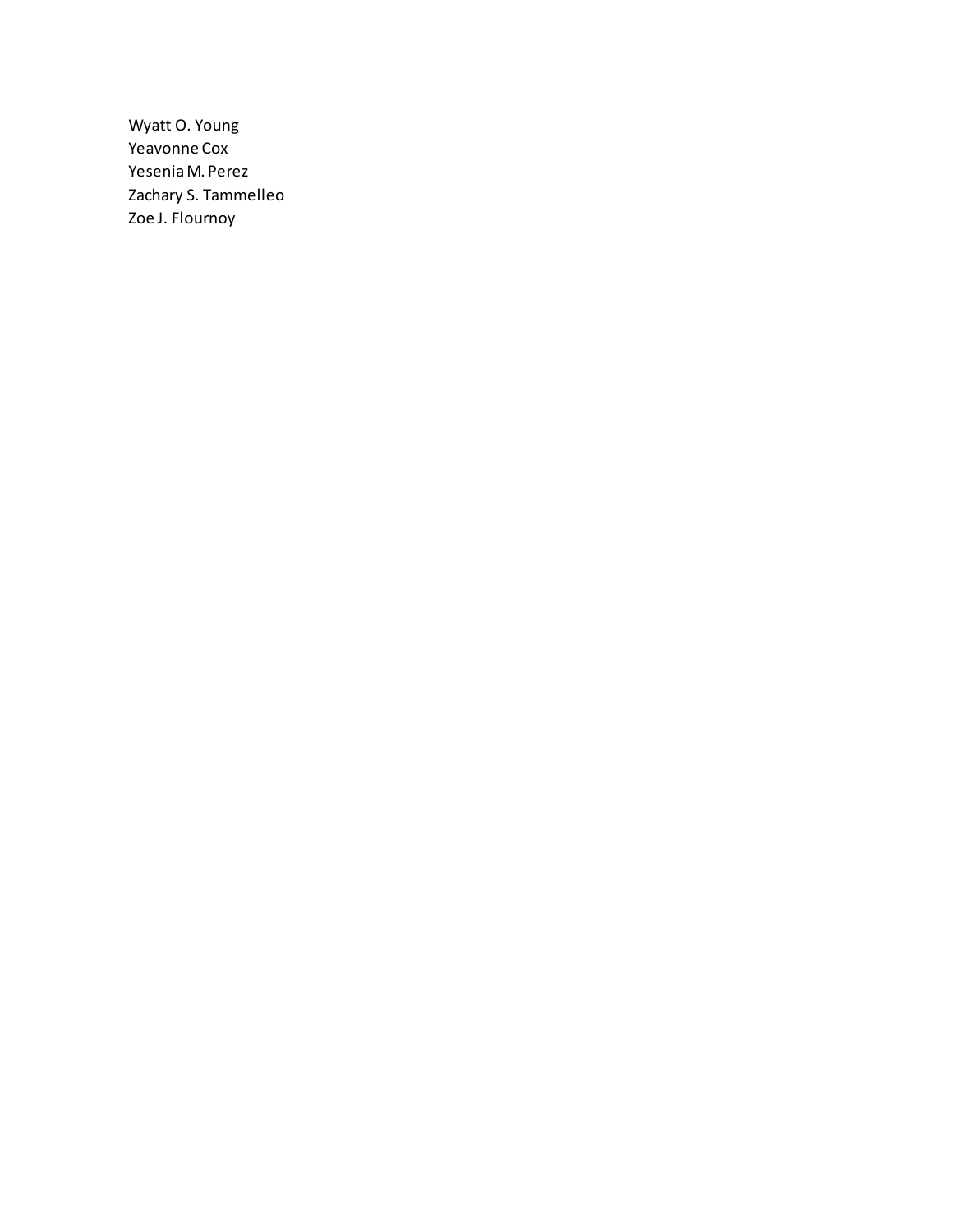Wyatt O. Young
Yeavonne Cox
Yesenia M. Perez
Zachary S. Tammelleo
Zoe J. Flournoy